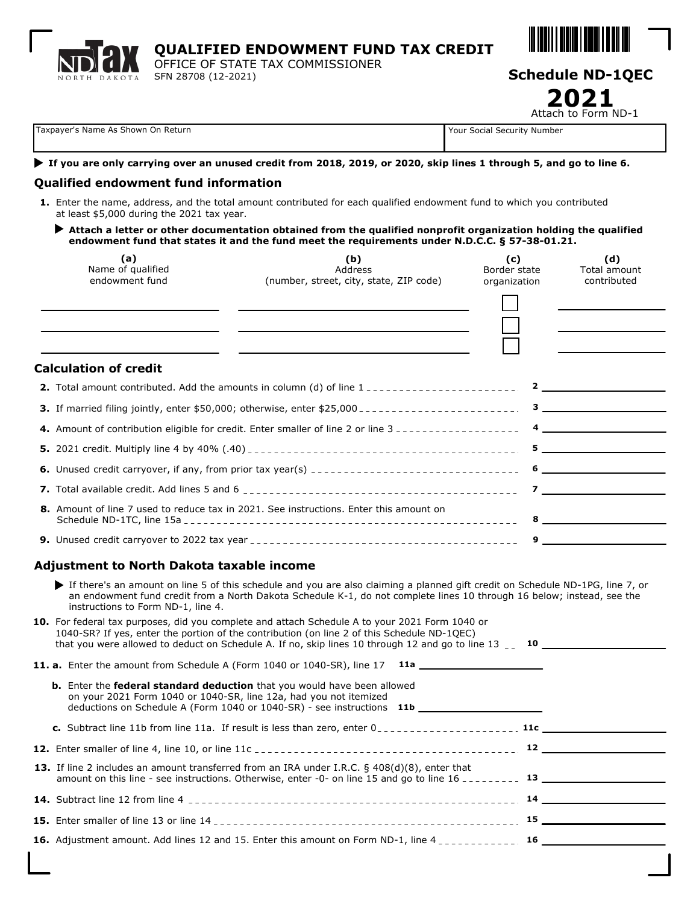# QUALIFIED ENDOWMENT FUND TAX CREDIT

OFFICE OF STATE TAX COMMISSIONER
SFN 28708 (12-2021)

**Schedule ND-1QEC**

**2021**

Attach to Form ND-1

| Taxpayer's Name As Shown On Return | Your Social Security Number |
|---|---|
| | |

▶ **If you are only carrying over an unused credit from 2018, 2019, or 2020, skip lines 1 through 5, and go to line 6.**

## Qualified endowment fund information

**1.** Enter the name, address, and the total amount contributed for each qualified endowment fund to which you contributed at least $5,000 during the 2021 tax year.

▶ **Attach a letter or other documentation obtained from the qualified nonprofit organization holding the qualified endowment fund that states it and the fund meet the requirements under N.D.C.C. § 57-38-01.21.**

| (a) Name of qualified endowment fund | (b) Address (number, street, city, state, ZIP code) | (c) Border state organization | (d) Total amount contributed |
|---|---|---|---|
| | | ☐ | |
| | | ☐ | |
| | | ☐ | |

## Calculation of credit

**2.** Total amount contributed. Add the amounts in column (d) of line 1 ........ **2** ______

**3.** If married filing jointly, enter $50,000; otherwise, enter $25,000 ........ **3** ______

**4.** Amount of contribution eligible for credit. Enter smaller of line 2 or line 3 ........ **4** ______

**5.** 2021 credit. Multiply line 4 by 40% (.40) ........ **5** ______

**6.** Unused credit carryover, if any, from prior tax year(s) ........ **6** ______

**7.** Total available credit. Add lines 5 and 6 ........ **7** ______

**8.** Amount of line 7 used to reduce tax in 2021. See instructions. Enter this amount on Schedule ND-1TC, line 15a ........ **8** ______

**9.** Unused credit carryover to 2022 tax year ........ **9** ______

## Adjustment to North Dakota taxable income

▶ If there's an amount on line 5 of this schedule and you are also claiming a planned gift credit on Schedule ND-1PG, line 7, or an endowment fund credit from a North Dakota Schedule K-1, do not complete lines 10 through 16 below; instead, see the instructions to Form ND-1, line 4.

**10.** For federal tax purposes, did you complete and attach Schedule A to your 2021 Form 1040 or 1040-SR? If yes, enter the portion of the contribution (on line 2 of this Schedule ND-1QEC) that you were allowed to deduct on Schedule A. If no, skip lines 10 through 12 and go to line 13 ........ **10** ______

**11. a.** Enter the amount from Schedule A (Form 1040 or 1040-SR), line 17 **11a** ______

**b.** Enter the **federal standard deduction** that you would have been allowed on your 2021 Form 1040 or 1040-SR, line 12a, had you not itemized deductions on Schedule A (Form 1040 or 1040-SR) - see instructions **11b** ______

**c.** Subtract line 11b from line 11a. If result is less than zero, enter 0 ........ **11c** ______

**12.** Enter smaller of line 4, line 10, or line 11c ........ **12** ______

**13.** If line 2 includes an amount transferred from an IRA under I.R.C. § 408(d)(8), enter that amount on this line - see instructions. Otherwise, enter -0- on line 15 and go to line 16 ........ **13** ______

**14.** Subtract line 12 from line 4 ........ **14** ______

**15.** Enter smaller of line 13 or line 14 ........ **15** ______

**16.** Adjustment amount. Add lines 12 and 15. Enter this amount on Form ND-1, line 4 ........ **16** ______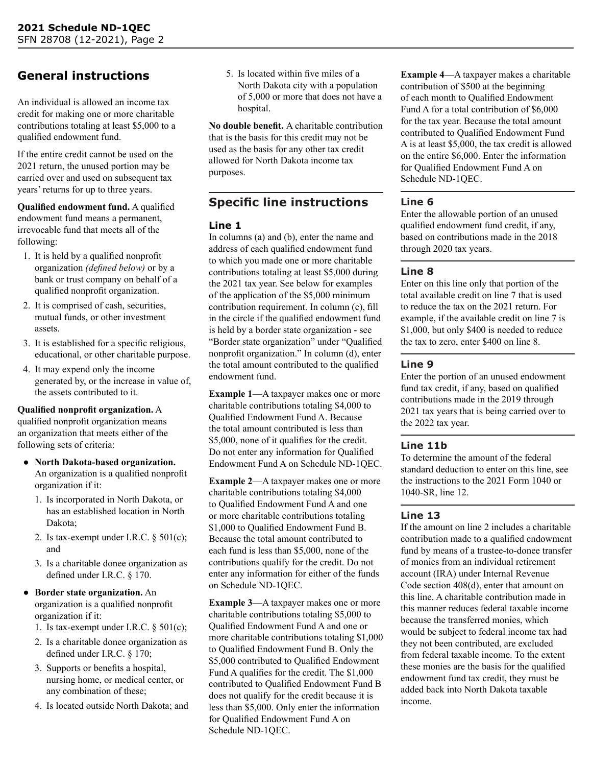## General instructions

An individual is allowed an income tax credit for making one or more charitable contributions totaling at least $5,000 to a qualified endowment fund.

If the entire credit cannot be used on the 2021 return, the unused portion may be carried over and used on subsequent tax years' returns for up to three years.

**Qualified endowment fund.** A qualified endowment fund means a permanent, irrevocable fund that meets all of the following:

1. It is held by a qualified nonprofit organization *(defined below)* or by a bank or trust company on behalf of a qualified nonprofit organization.
2. It is comprised of cash, securities, mutual funds, or other investment assets.
3. It is established for a specific religious, educational, or other charitable purpose.
4. It may expend only the income generated by, or the increase in value of, the assets contributed to it.

**Qualified nonprofit organization.** A qualified nonprofit organization means an organization that meets either of the following sets of criteria:

- **North Dakota-based organization.** An organization is a qualified nonprofit organization if it:
  1. Is incorporated in North Dakota, or has an established location in North Dakota;
  2. Is tax-exempt under I.R.C. § 501(c); and
  3. Is a charitable donee organization as defined under I.R.C. § 170.
- **Border state organization.** An organization is a qualified nonprofit organization if it:
  1. Is tax-exempt under I.R.C. § 501(c);
  2. Is a charitable donee organization as defined under I.R.C. § 170;
  3. Supports or benefits a hospital, nursing home, or medical center, or any combination of these;
  4. Is located outside North Dakota; and
  5. Is located within five miles of a North Dakota city with a population of 5,000 or more that does not have a hospital.

**No double benefit.** A charitable contribution that is the basis for this credit may not be used as the basis for any other tax credit allowed for North Dakota income tax purposes.

## Specific line instructions

### Line 1

In columns (a) and (b), enter the name and address of each qualified endowment fund to which you made one or more charitable contributions totaling at least $5,000 during the 2021 tax year. See below for examples of the application of the $5,000 minimum contribution requirement. In column (c), fill in the circle if the qualified endowment fund is held by a border state organization - see "Border state organization" under "Qualified nonprofit organization." In column (d), enter the total amount contributed to the qualified endowment fund.

**Example 1**—A taxpayer makes one or more charitable contributions totaling $4,000 to Qualified Endowment Fund A. Because the total amount contributed is less than $5,000, none of it qualifies for the credit. Do not enter any information for Qualified Endowment Fund A on Schedule ND-1QEC.

**Example 2**—A taxpayer makes one or more charitable contributions totaling $4,000 to Qualified Endowment Fund A and one or more charitable contributions totaling $1,000 to Qualified Endowment Fund B. Because the total amount contributed to each fund is less than $5,000, none of the contributions qualify for the credit. Do not enter any information for either of the funds on Schedule ND-1QEC.

**Example 3**—A taxpayer makes one or more charitable contributions totaling $5,000 to Qualified Endowment Fund A and one or more charitable contributions totaling $1,000 to Qualified Endowment Fund B. Only the $5,000 contributed to Qualified Endowment Fund A qualifies for the credit. The $1,000 contributed to Qualified Endowment Fund B does not qualify for the credit because it is less than $5,000. Only enter the information for Qualified Endowment Fund A on Schedule ND-1QEC.

**Example 4**—A taxpayer makes a charitable contribution of $500 at the beginning of each month to Qualified Endowment Fund A for a total contribution of $6,000 for the tax year. Because the total amount contributed to Qualified Endowment Fund A is at least $5,000, the tax credit is allowed on the entire $6,000. Enter the information for Qualified Endowment Fund A on Schedule ND-1QEC.

### Line 6

Enter the allowable portion of an unused qualified endowment fund credit, if any, based on contributions made in the 2018 through 2020 tax years.

### Line 8

Enter on this line only that portion of the total available credit on line 7 that is used to reduce the tax on the 2021 return. For example, if the available credit on line 7 is $1,000, but only $400 is needed to reduce the tax to zero, enter $400 on line 8.

### Line 9

Enter the portion of an unused endowment fund tax credit, if any, based on qualified contributions made in the 2019 through 2021 tax years that is being carried over to the 2022 tax year.

### Line 11b

To determine the amount of the federal standard deduction to enter on this line, see the instructions to the 2021 Form 1040 or 1040-SR, line 12.

### Line 13

If the amount on line 2 includes a charitable contribution made to a qualified endowment fund by means of a trustee-to-donee transfer of monies from an individual retirement account (IRA) under Internal Revenue Code section 408(d), enter that amount on this line. A charitable contribution made in this manner reduces federal taxable income because the transferred monies, which would be subject to federal income tax had they not been contributed, are excluded from federal taxable income. To the extent these monies are the basis for the qualified endowment fund tax credit, they must be added back into North Dakota taxable income.